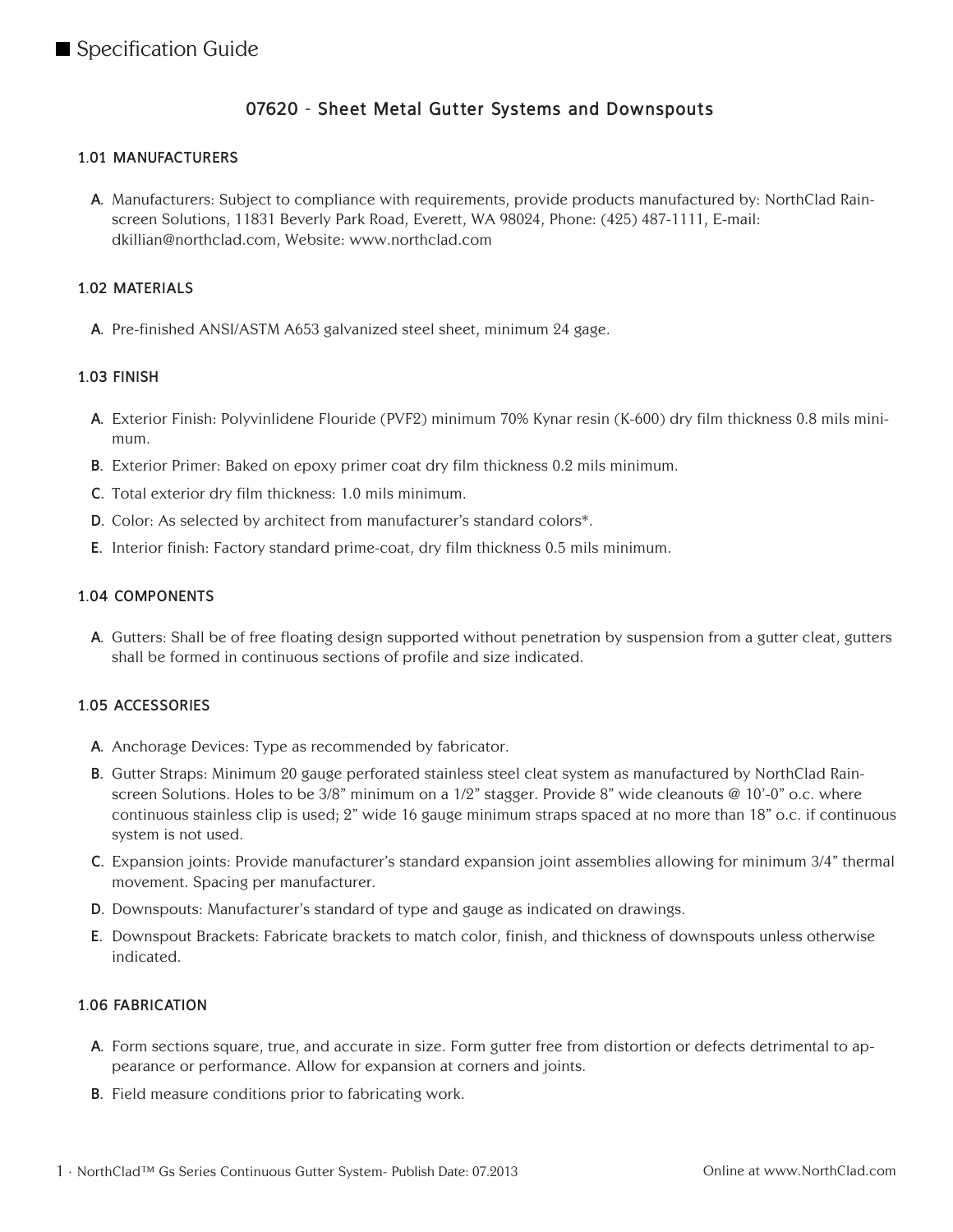# Specification Guide

## 07620 - Sheet Metal Gutter Systems and Downspouts

### 1.01 MANUFACTURERS

A. Manufacturers: Subject to compliance with requirements, provide products manufactured by: NorthClad Rain-screen Solutions, 11831 Beverly Park Road, Everett, WA 98024, Phone: (425) 487-1111, E-mail: dkillian@northclad.com, Website: www.northclad.com

### 1.02 MATERIALS

A. Pre-finished ANSI/ASTM A653 galvanized steel sheet, minimum 24 gage.

### 1.03 FINISH

A. Exterior Finish: Polyvinlidene Flouride (PVF2) minimum 70% Kynar resin (K-600) dry film thickness 0.8 mils minimum.

B. Exterior Primer: Baked on epoxy primer coat dry film thickness 0.2 mils minimum.

C. Total exterior dry film thickness: 1.0 mils minimum.

D. Color: As selected by architect from manufacturer's standard colors*.

E. Interior finish: Factory standard prime-coat, dry film thickness 0.5 mils minimum.

### 1.04 COMPONENTS

A. Gutters: Shall be of free floating design supported without penetration by suspension from a gutter cleat, gutters shall be formed in continuous sections of profile and size indicated.

### 1.05 ACCESSORIES

A. Anchorage Devices: Type as recommended by fabricator.

B. Gutter Straps: Minimum 20 gauge perforated stainless steel cleat system as manufactured by NorthClad Rain-screen Solutions. Holes to be 3/8" minimum on a 1/2" stagger. Provide 8" wide cleanouts @ 10'-0" o.c. where continuous stainless clip is used; 2" wide 16 gauge minimum straps spaced at no more than 18" o.c. if continuous system is not used.

C. Expansion joints: Provide manufacturer's standard expansion joint assemblies allowing for minimum 3/4" thermal movement. Spacing per manufacturer.

D. Downspouts: Manufacturer's standard of type and gauge as indicated on drawings.

E. Downspout Brackets: Fabricate brackets to match color, finish, and thickness of downspouts unless otherwise indicated.

### 1.06 FABRICATION

A. Form sections square, true, and accurate in size. Form gutter free from distortion or defects detrimental to appearance or performance. Allow for expansion at corners and joints.

B. Field measure conditions prior to fabricating work.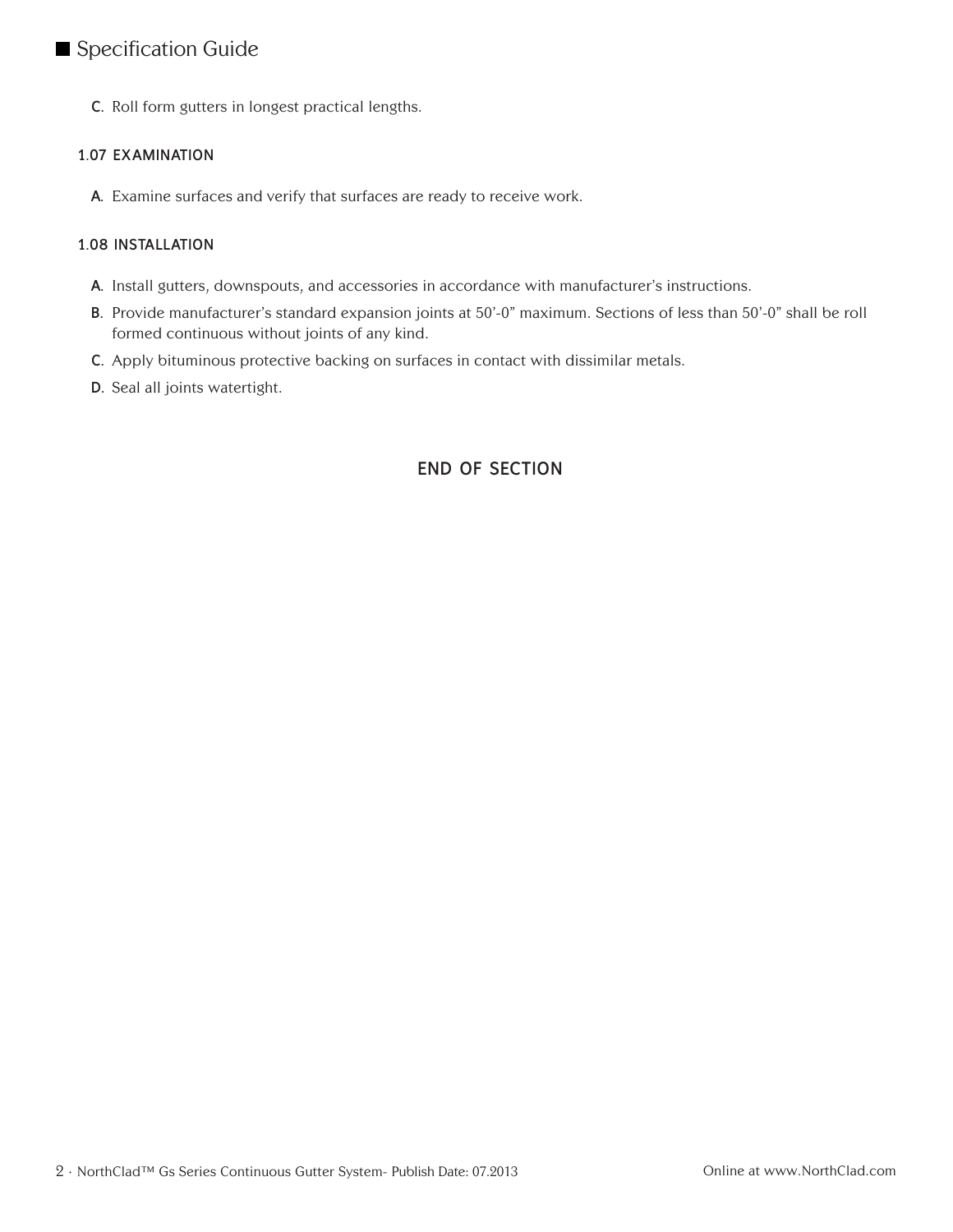C. Roll form gutters in longest practical lengths.

### 1.07 EXAMINATION

A. Examine surfaces and verify that surfaces are ready to receive work.

### 1.08 INSTALLATION

A. Install gutters, downspouts, and accessories in accordance with manufacturer's instructions.

B. Provide manufacturer's standard expansion joints at 50'-0" maximum. Sections of less than 50'-0" shall be roll formed continuous without joints of any kind.

C. Apply bituminous protective backing on surfaces in contact with dissimilar metals.

D. Seal all joints watertight.

**END OF SECTION**